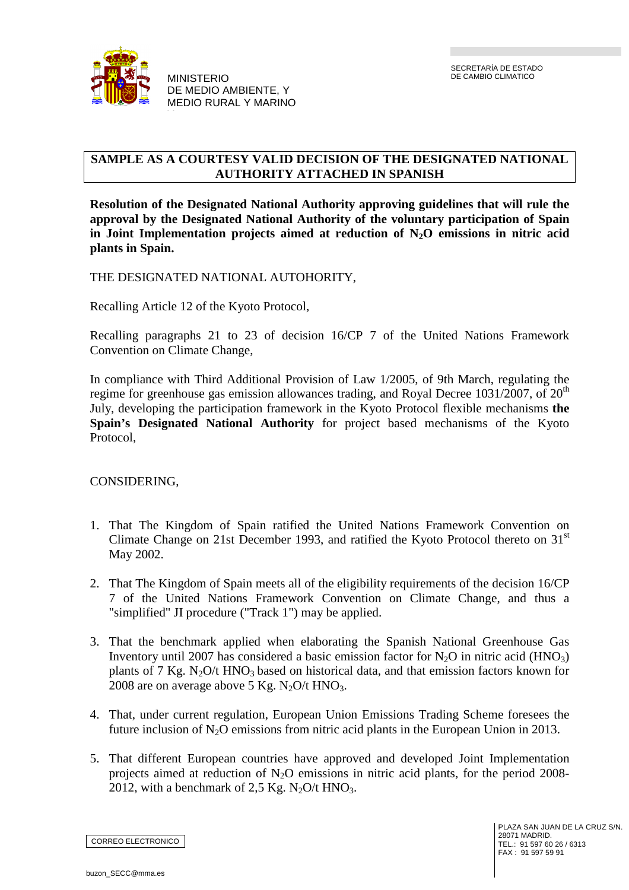MINISTERIO
DE MEDIO AMBIENTE, Y
MEDIO RURAL Y MARINO

SECRETARÍA DE ESTADO
DE CAMBIO CLIMATICO

**SAMPLE AS A COURTESY VALID DECISION OF THE DESIGNATED NATIONAL AUTHORITY ATTACHED IN SPANISH**

**Resolution of the Designated National Authority approving guidelines that will rule the approval by the Designated National Authority of the voluntary participation of Spain in Joint Implementation projects aimed at reduction of $N_2O$ emissions in nitric acid plants in Spain.**

THE DESIGNATED NATIONAL AUTOHORITY,

Recalling Article 12 of the Kyoto Protocol,

Recalling paragraphs 21 to 23 of decision 16/CP 7 of the United Nations Framework Convention on Climate Change,

In compliance with Third Additional Provision of Law 1/2005, of 9th March, regulating the regime for greenhouse gas emission allowances trading, and Royal Decree 1031/2007, of 20th July, developing the participation framework in the Kyoto Protocol flexible mechanisms **the Spain's Designated National Authority** for project based mechanisms of the Kyoto Protocol,

CONSIDERING,

1. That The Kingdom of Spain ratified the United Nations Framework Convention on Climate Change on 21st December 1993, and ratified the Kyoto Protocol thereto on 31st May 2002.

2. That The Kingdom of Spain meets all of the eligibility requirements of the decision 16/CP 7 of the United Nations Framework Convention on Climate Change, and thus a "simplified" JI procedure ("Track 1") may be applied.

3. That the benchmark applied when elaborating the Spanish National Greenhouse Gas Inventory until 2007 has considered a basic emission factor for $N_2O$ in nitric acid ($HNO_3$) plants of 7 Kg. $N_2O$/t $HNO_3$ based on historical data, and that emission factors known for 2008 are on average above 5 Kg. $N_2O$/t $HNO_3$.

4. That, under current regulation, European Union Emissions Trading Scheme foresees the future inclusion of $N_2O$ emissions from nitric acid plants in the European Union in 2013.

5. That different European countries have approved and developed Joint Implementation projects aimed at reduction of $N_2O$ emissions in nitric acid plants, for the period 2008-2012, with a benchmark of 2,5 Kg. $N_2O$/t $HNO_3$.

CORREO ELECTRONICO

buzon_SECC@mma.es

PLAZA SAN JUAN DE LA CRUZ S/N.
28071 MADRID.
TEL.: 91 597 60 26 / 6313
FAX : 91 597 59 91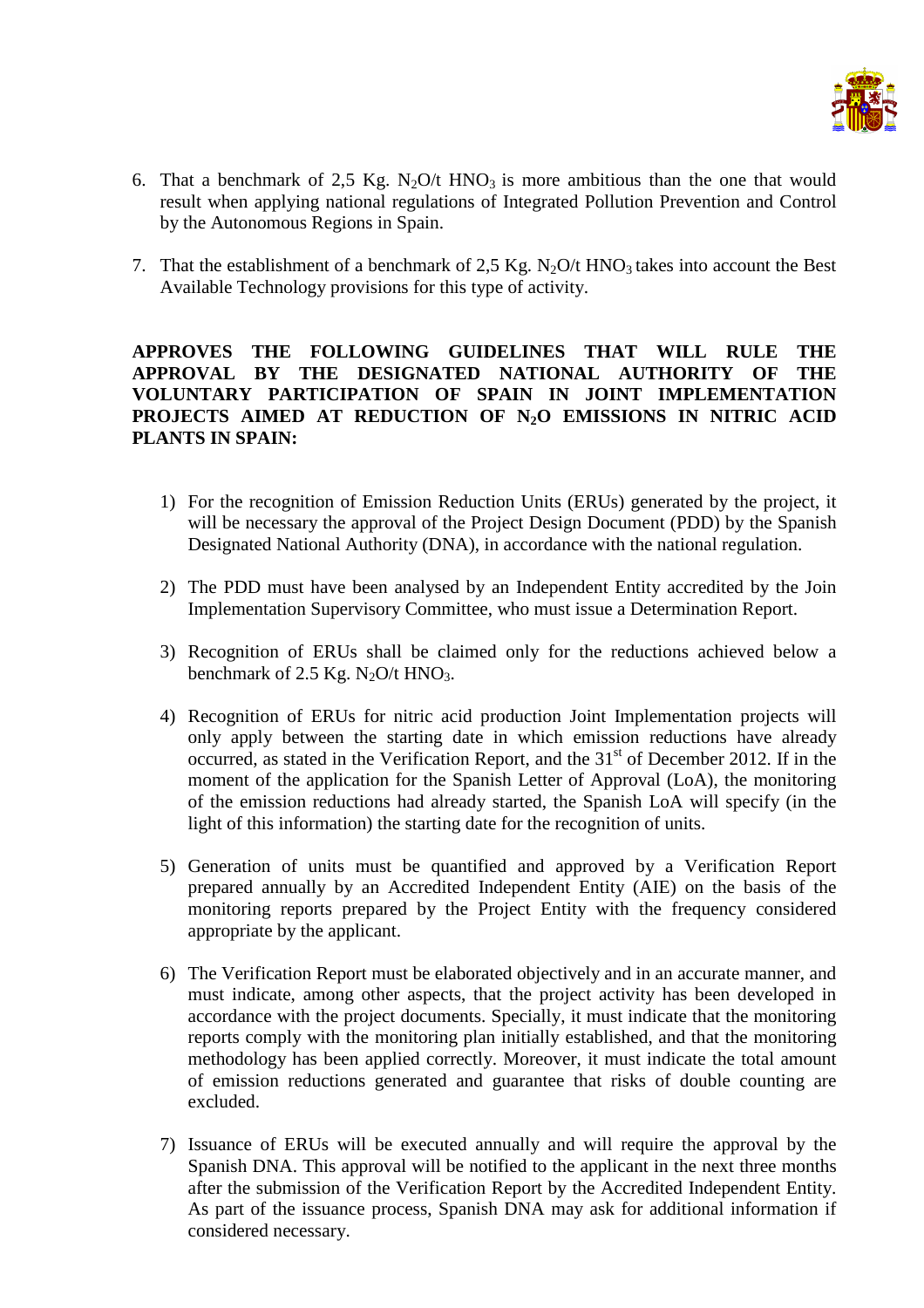6. That a benchmark of 2,5 Kg. $N_2O$/t $HNO_3$ is more ambitious than the one that would result when applying national regulations of Integrated Pollution Prevention and Control by the Autonomous Regions in Spain.

7. That the establishment of a benchmark of 2,5 Kg. $N_2O$/t $HNO_3$ takes into account the Best Available Technology provisions for this type of activity.

**APPROVES THE FOLLOWING GUIDELINES THAT WILL RULE THE APPROVAL BY THE DESIGNATED NATIONAL AUTHORITY OF THE VOLUNTARY PARTICIPATION OF SPAIN IN JOINT IMPLEMENTATION PROJECTS AIMED AT REDUCTION OF $N_2O$ EMISSIONS IN NITRIC ACID PLANTS IN SPAIN:**

1) For the recognition of Emission Reduction Units (ERUs) generated by the project, it will be necessary the approval of the Project Design Document (PDD) by the Spanish Designated National Authority (DNA), in accordance with the national regulation.

2) The PDD must have been analysed by an Independent Entity accredited by the Join Implementation Supervisory Committee, who must issue a Determination Report.

3) Recognition of ERUs shall be claimed only for the reductions achieved below a benchmark of 2.5 Kg. $N_2O$/t $HNO_3$.

4) Recognition of ERUs for nitric acid production Joint Implementation projects will only apply between the starting date in which emission reductions have already occurred, as stated in the Verification Report, and the 31st of December 2012. If in the moment of the application for the Spanish Letter of Approval (LoA), the monitoring of the emission reductions had already started, the Spanish LoA will specify (in the light of this information) the starting date for the recognition of units.

5) Generation of units must be quantified and approved by a Verification Report prepared annually by an Accredited Independent Entity (AIE) on the basis of the monitoring reports prepared by the Project Entity with the frequency considered appropriate by the applicant.

6) The Verification Report must be elaborated objectively and in an accurate manner, and must indicate, among other aspects, that the project activity has been developed in accordance with the project documents. Specially, it must indicate that the monitoring reports comply with the monitoring plan initially established, and that the monitoring methodology has been applied correctly. Moreover, it must indicate the total amount of emission reductions generated and guarantee that risks of double counting are excluded.

7) Issuance of ERUs will be executed annually and will require the approval by the Spanish DNA. This approval will be notified to the applicant in the next three months after the submission of the Verification Report by the Accredited Independent Entity. As part of the issuance process, Spanish DNA may ask for additional information if considered necessary.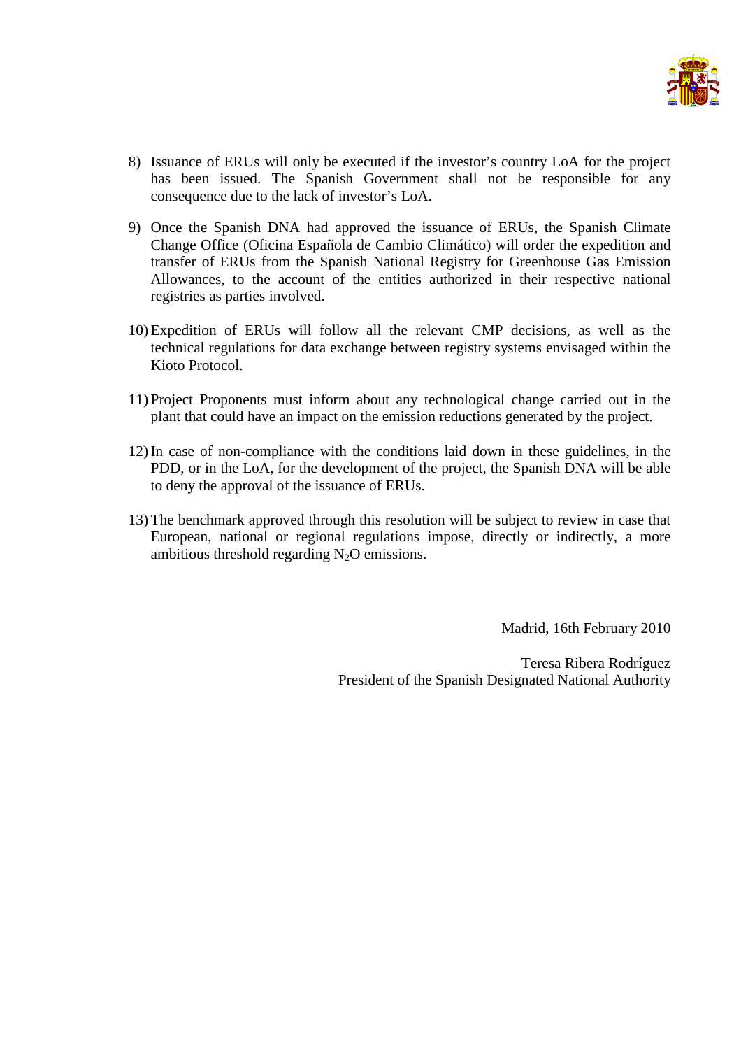8) Issuance of ERUs will only be executed if the investor's country LoA for the project has been issued. The Spanish Government shall not be responsible for any consequence due to the lack of investor's LoA.

9) Once the Spanish DNA had approved the issuance of ERUs, the Spanish Climate Change Office (Oficina Española de Cambio Climático) will order the expedition and transfer of ERUs from the Spanish National Registry for Greenhouse Gas Emission Allowances, to the account of the entities authorized in their respective national registries as parties involved.

10) Expedition of ERUs will follow all the relevant CMP decisions, as well as the technical regulations for data exchange between registry systems envisaged within the Kioto Protocol.

11) Project Proponents must inform about any technological change carried out in the plant that could have an impact on the emission reductions generated by the project.

12) In case of non-compliance with the conditions laid down in these guidelines, in the PDD, or in the LoA, for the development of the project, the Spanish DNA will be able to deny the approval of the issuance of ERUs.

13) The benchmark approved through this resolution will be subject to review in case that European, national or regional regulations impose, directly or indirectly, a more ambitious threshold regarding $N_2O$ emissions.

Madrid, 16th February 2010

Teresa Ribera Rodríguez
President of the Spanish Designated National Authority